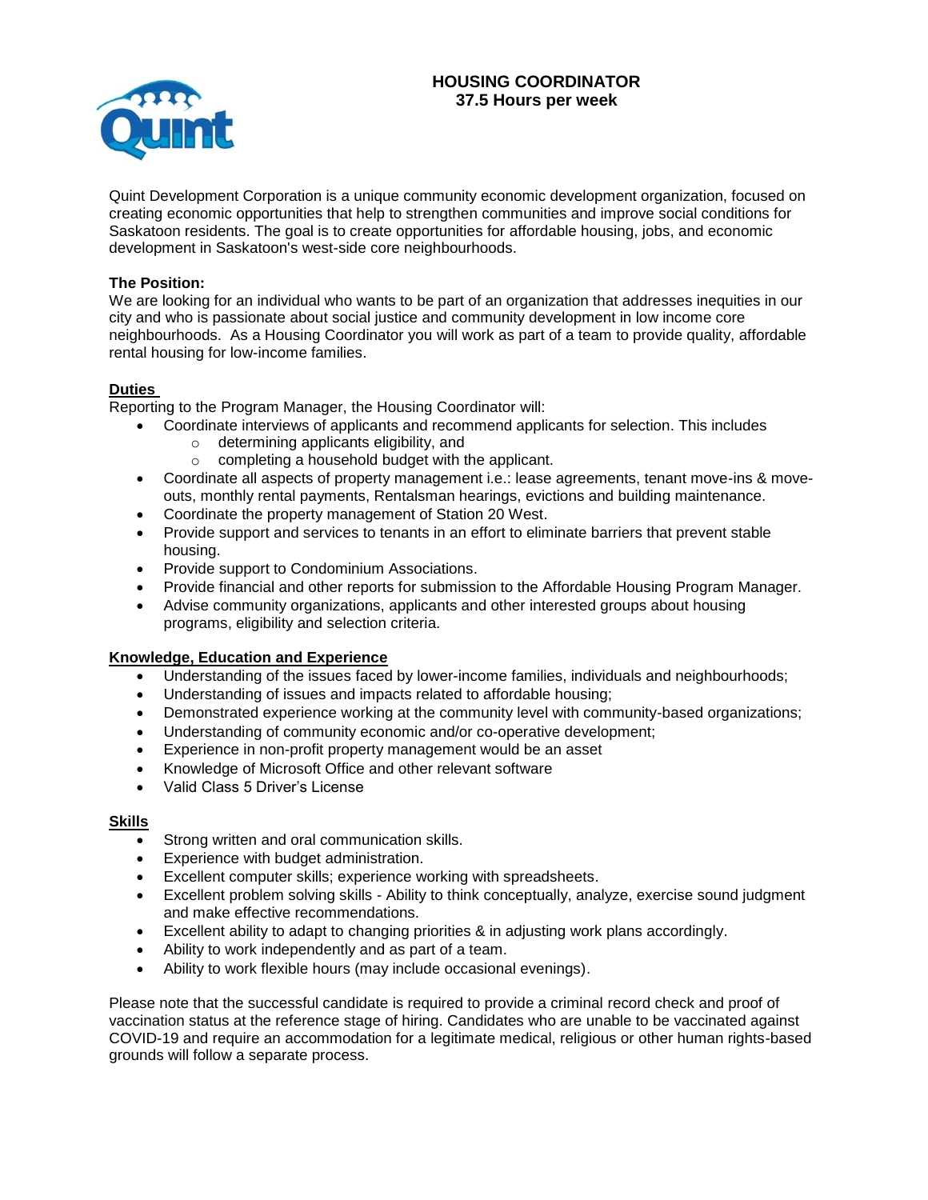# HOUSING COORDINATOR
## 37.5 Hours per week

Quint Development Corporation is a unique community economic development organization, focused on creating economic opportunities that help to strengthen communities and improve social conditions for Saskatoon residents. The goal is to create opportunities for affordable housing, jobs, and economic development in Saskatoon's west-side core neighbourhoods.

**The Position:**
We are looking for an individual who wants to be part of an organization that addresses inequities in our city and who is passionate about social justice and community development in low income core neighbourhoods. As a Housing Coordinator you will work as part of a team to provide quality, affordable rental housing for low-income families.

### Duties

Reporting to the Program Manager, the Housing Coordinator will:

- Coordinate interviews of applicants and recommend applicants for selection. This includes
  - determining applicants eligibility, and
  - completing a household budget with the applicant.
- Coordinate all aspects of property management i.e.: lease agreements, tenant move-ins & move-outs, monthly rental payments, Rentalsman hearings, evictions and building maintenance.
- Coordinate the property management of Station 20 West.
- Provide support and services to tenants in an effort to eliminate barriers that prevent stable housing.
- Provide support to Condominium Associations.
- Provide financial and other reports for submission to the Affordable Housing Program Manager.
- Advise community organizations, applicants and other interested groups about housing programs, eligibility and selection criteria.

### Knowledge, Education and Experience

- Understanding of the issues faced by lower-income families, individuals and neighbourhoods;
- Understanding of issues and impacts related to affordable housing;
- Demonstrated experience working at the community level with community-based organizations;
- Understanding of community economic and/or co-operative development;
- Experience in non-profit property management would be an asset
- Knowledge of Microsoft Office and other relevant software
- Valid Class 5 Driver's License

### Skills

- Strong written and oral communication skills.
- Experience with budget administration.
- Excellent computer skills; experience working with spreadsheets.
- Excellent problem solving skills - Ability to think conceptually, analyze, exercise sound judgment and make effective recommendations.
- Excellent ability to adapt to changing priorities & in adjusting work plans accordingly.
- Ability to work independently and as part of a team.
- Ability to work flexible hours (may include occasional evenings).

Please note that the successful candidate is required to provide a criminal record check and proof of vaccination status at the reference stage of hiring. Candidates who are unable to be vaccinated against COVID-19 and require an accommodation for a legitimate medical, religious or other human rights-based grounds will follow a separate process.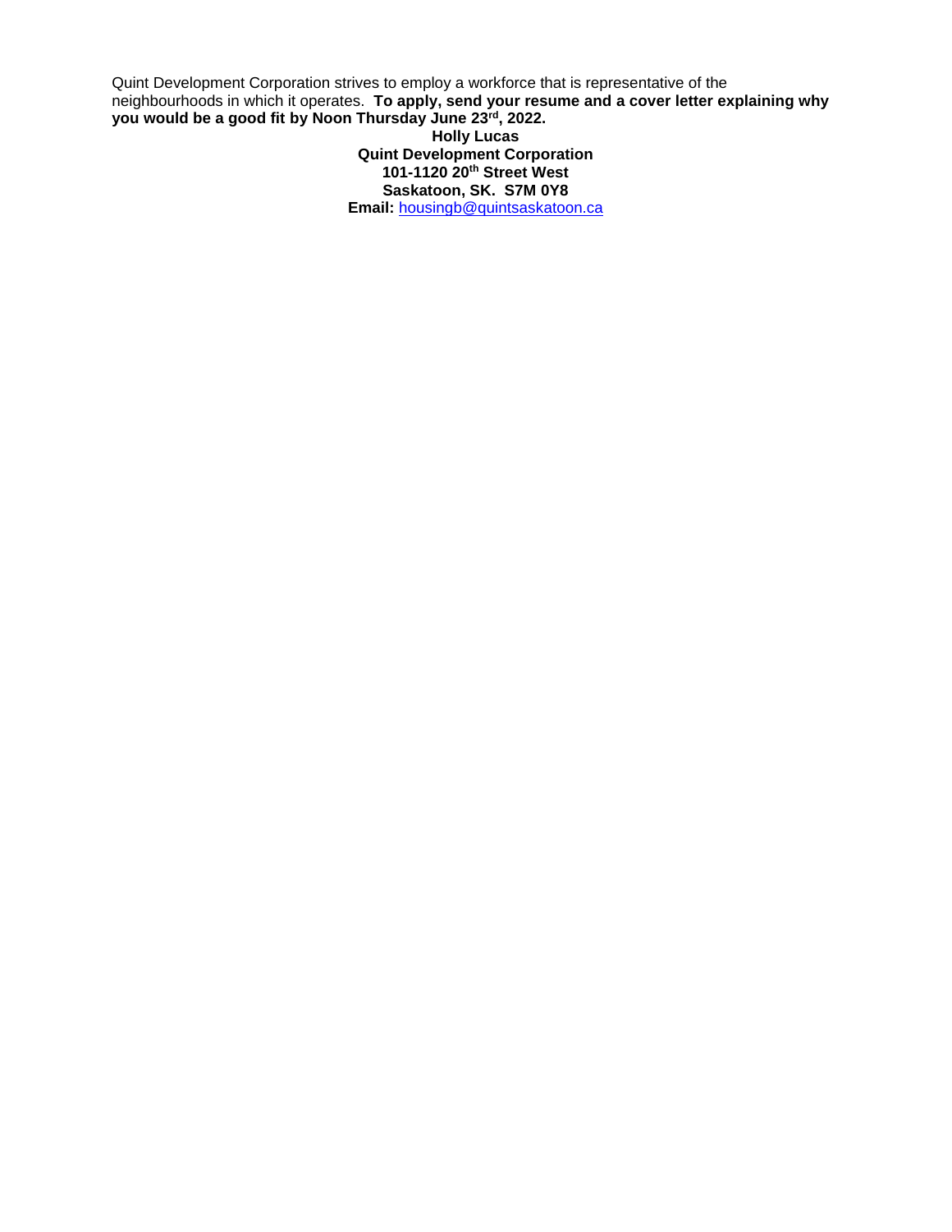Quint Development Corporation strives to employ a workforce that is representative of the neighbourhoods in which it operates. **To apply, send your resume and a cover letter explaining why you would be a good fit by Noon Thursday June 23rd, 2022.**

**Holly Lucas**
**Quint Development Corporation**
**101-1120 20th Street West**
**Saskatoon, SK. S7M 0Y8**
**Email:** housingb@quintsaskatoon.ca